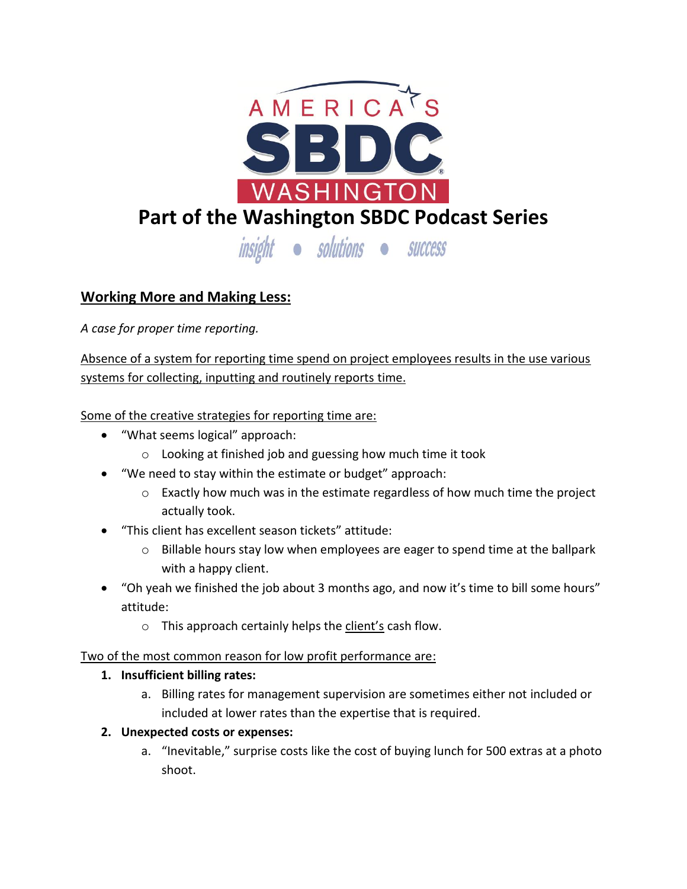AMERICA'S SBDC WASHINGTON

# Part of the Washington SBDC Podcast Series

*insight • solutions • success*

## Working More and Making Less:

*A case for proper time reporting.*

Absence of a system for reporting time spend on project employees results in the use various systems for collecting, inputting and routinely reports time.

Some of the creative strategies for reporting time are:

- "What seems logical" approach:
  - Looking at finished job and guessing how much time it took
- "We need to stay within the estimate or budget" approach:
  - Exactly how much was in the estimate regardless of how much time the project actually took.
- "This client has excellent season tickets" attitude:
  - Billable hours stay low when employees are eager to spend time at the ballpark with a happy client.
- "Oh yeah we finished the job about 3 months ago, and now it's time to bill some hours" attitude:
  - This approach certainly helps the client's cash flow.

Two of the most common reason for low profit performance are:

1. **Insufficient billing rates:**
   a. Billing rates for management supervision are sometimes either not included or included at lower rates than the expertise that is required.
2. **Unexpected costs or expenses:**
   a. "Inevitable," surprise costs like the cost of buying lunch for 500 extras at a photo shoot.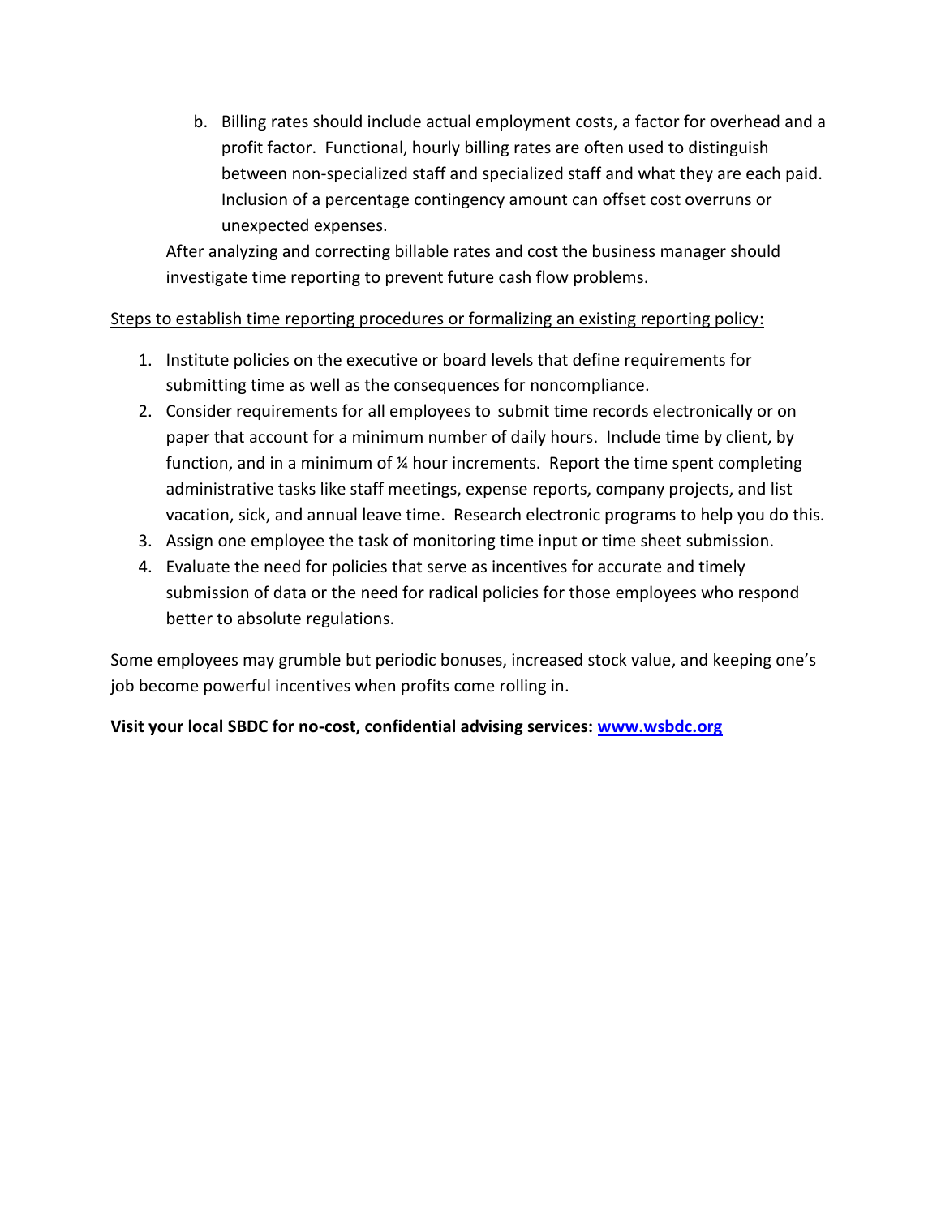b. Billing rates should include actual employment costs, a factor for overhead and a profit factor. Functional, hourly billing rates are often used to distinguish between non-specialized staff and specialized staff and what they are each paid. Inclusion of a percentage contingency amount can offset cost overruns or unexpected expenses.

After analyzing and correcting billable rates and cost the business manager should investigate time reporting to prevent future cash flow problems.

<u>Steps to establish time reporting procedures or formalizing an existing reporting policy:</u>

1. Institute policies on the executive or board levels that define requirements for submitting time as well as the consequences for noncompliance.
2. Consider requirements for all employees to submit time records electronically or on paper that account for a minimum number of daily hours. Include time by client, by function, and in a minimum of ¼ hour increments. Report the time spent completing administrative tasks like staff meetings, expense reports, company projects, and list vacation, sick, and annual leave time. Research electronic programs to help you do this.
3. Assign one employee the task of monitoring time input or time sheet submission.
4. Evaluate the need for policies that serve as incentives for accurate and timely submission of data or the need for radical policies for those employees who respond better to absolute regulations.

Some employees may grumble but periodic bonuses, increased stock value, and keeping one's job become powerful incentives when profits come rolling in.

**Visit your local SBDC for no-cost, confidential advising services: [www.wsbdc.org](http://www.wsbdc.org)**